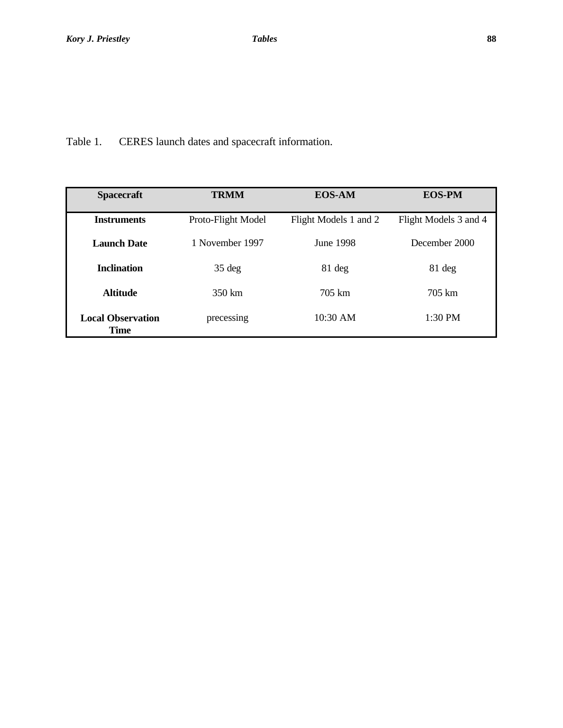Table 1. CERES launch dates and spacecraft information.

| **Spacecraft** | **TRMM** | **EOS-AM** | **EOS-PM** |
|---|---|---|---|
| **Instruments** | Proto-Flight Model | Flight Models 1 and 2 | Flight Models 3 and 4 |
| **Launch Date** | 1 November 1997 | June 1998 | December 2000 |
| **Inclination** | 35 deg | 81 deg | 81 deg |
| **Altitude** | 350 km | 705 km | 705 km |
| **Local Observation Time** | precessing | 10:30 AM | 1:30 PM |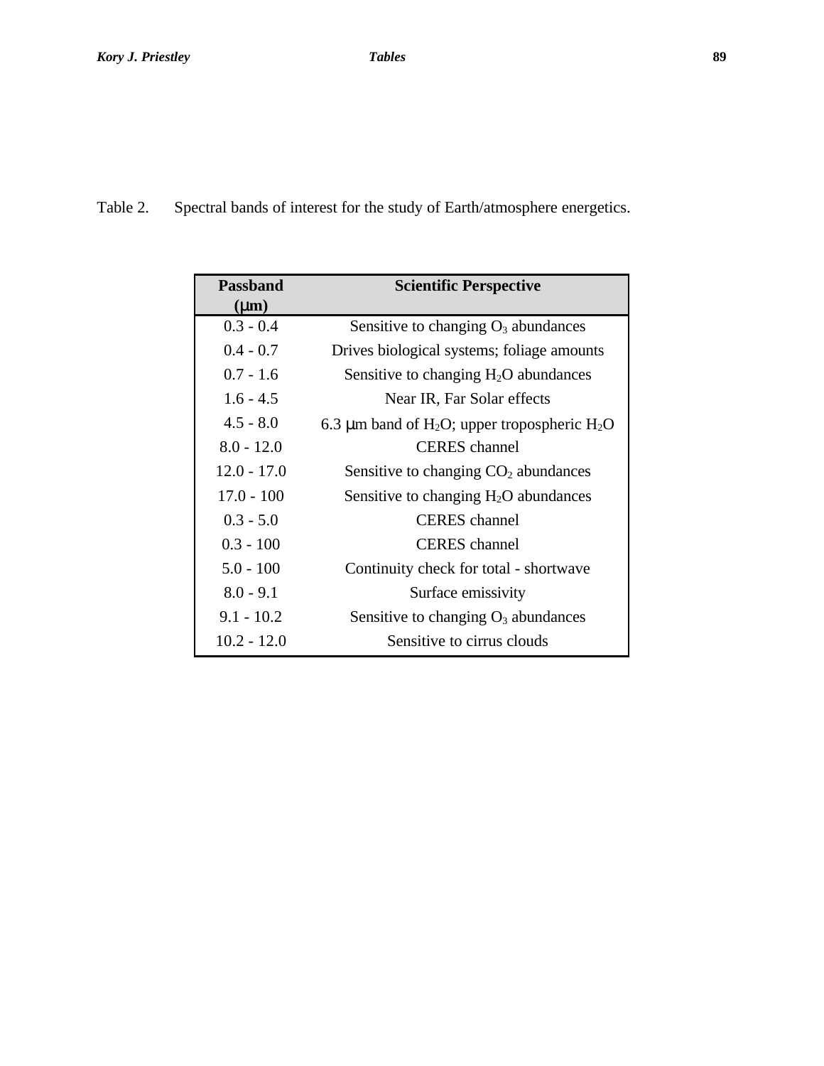Table 2. Spectral bands of interest for the study of Earth/atmosphere energetics.

| Passband (μm) | Scientific Perspective |
|---|---|
| 0.3 - 0.4 | Sensitive to changing $O_3$ abundances |
| 0.4 - 0.7 | Drives biological systems; foliage amounts |
| 0.7 - 1.6 | Sensitive to changing $H_2O$ abundances |
| 1.6 - 4.5 | Near IR, Far Solar effects |
| 4.5 - 8.0 | 6.3 μm band of $H_2O$; upper tropospheric $H_2O$ |
| 8.0 - 12.0 | CERES channel |
| 12.0 - 17.0 | Sensitive to changing $CO_2$ abundances |
| 17.0 - 100 | Sensitive to changing $H_2O$ abundances |
| 0.3 - 5.0 | CERES channel |
| 0.3 - 100 | CERES channel |
| 5.0 - 100 | Continuity check for total - shortwave |
| 8.0 - 9.1 | Surface emissivity |
| 9.1 - 10.2 | Sensitive to changing $O_3$ abundances |
| 10.2 - 12.0 | Sensitive to cirrus clouds |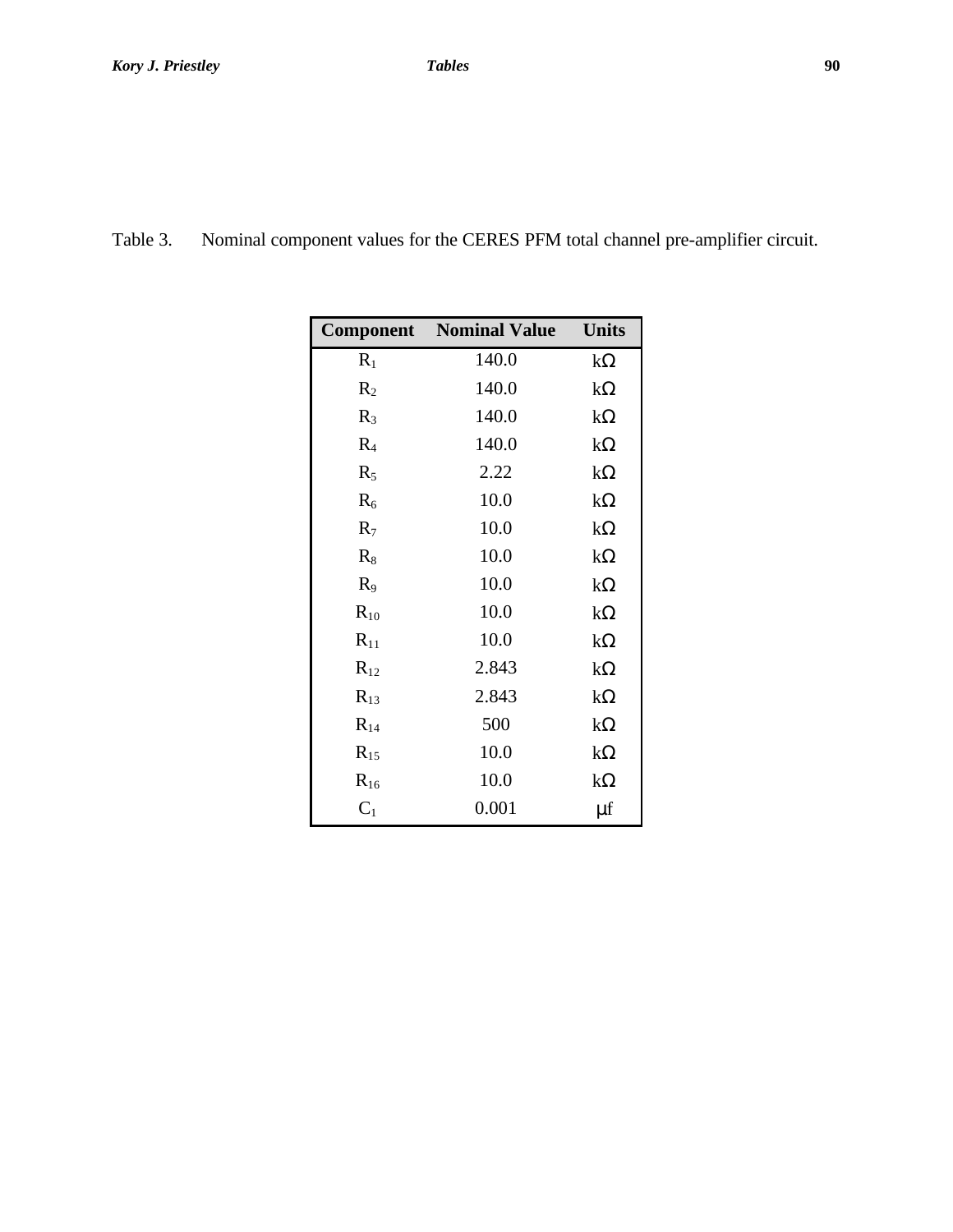Table 3. Nominal component values for the CERES PFM total channel pre-amplifier circuit.

| Component | Nominal Value | Units |
|---|---|---|
| $R_1$ | 140.0 | kΩ |
| $R_2$ | 140.0 | kΩ |
| $R_3$ | 140.0 | kΩ |
| $R_4$ | 140.0 | kΩ |
| $R_5$ | 2.22 | kΩ |
| $R_6$ | 10.0 | kΩ |
| $R_7$ | 10.0 | kΩ |
| $R_8$ | 10.0 | kΩ |
| $R_9$ | 10.0 | kΩ |
| $R_{10}$ | 10.0 | kΩ |
| $R_{11}$ | 10.0 | kΩ |
| $R_{12}$ | 2.843 | kΩ |
| $R_{13}$ | 2.843 | kΩ |
| $R_{14}$ | 500 | kΩ |
| $R_{15}$ | 10.0 | kΩ |
| $R_{16}$ | 10.0 | kΩ |
| $C_1$ | 0.001 | μf |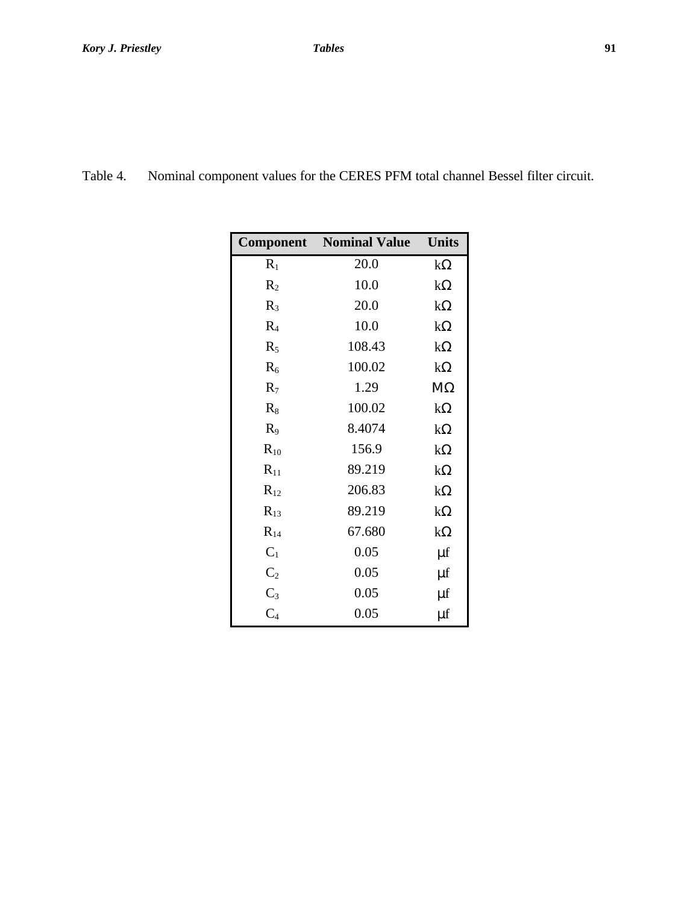Table 4. Nominal component values for the CERES PFM total channel Bessel filter circuit.

| Component | Nominal Value | Units |
|---|---|---|
| $R_1$ | 20.0 | kΩ |
| $R_2$ | 10.0 | kΩ |
| $R_3$ | 20.0 | kΩ |
| $R_4$ | 10.0 | kΩ |
| $R_5$ | 108.43 | kΩ |
| $R_6$ | 100.02 | kΩ |
| $R_7$ | 1.29 | MΩ |
| $R_8$ | 100.02 | kΩ |
| $R_9$ | 8.4074 | kΩ |
| $R_{10}$ | 156.9 | kΩ |
| $R_{11}$ | 89.219 | kΩ |
| $R_{12}$ | 206.83 | kΩ |
| $R_{13}$ | 89.219 | kΩ |
| $R_{14}$ | 67.680 | kΩ |
| $C_1$ | 0.05 | μf |
| $C_2$ | 0.05 | μf |
| $C_3$ | 0.05 | μf |
| $C_4$ | 0.05 | μf |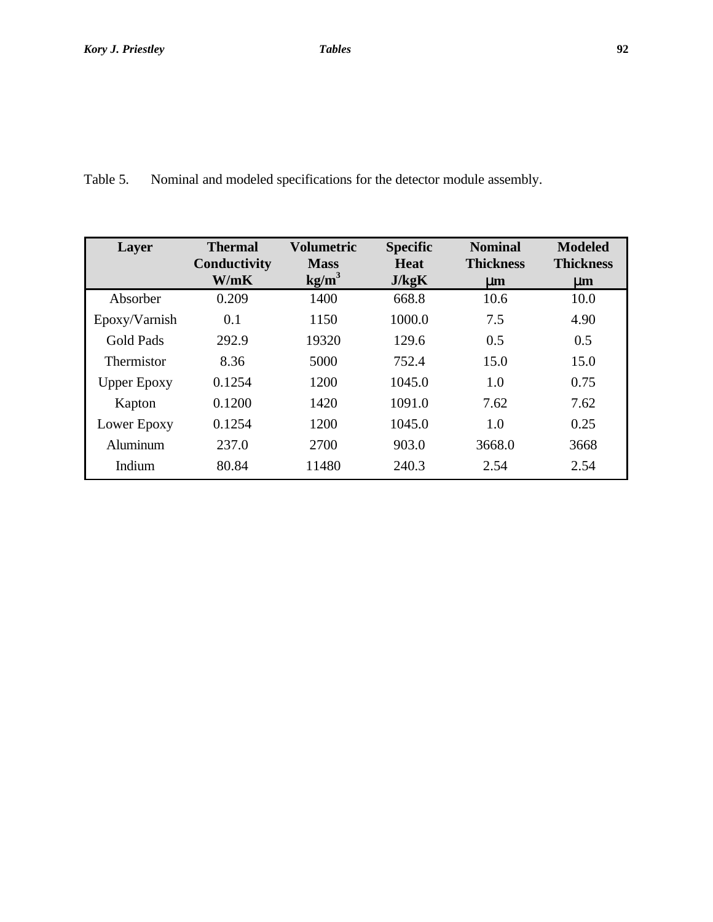Table 5. Nominal and modeled specifications for the detector module assembly.

| Layer | Thermal Conductivity W/mK | Volumetric Mass $kg/m^3$ | Specific Heat J/kgK | Nominal Thickness $\mu m$ | Modeled Thickness $\mu m$ |
|---|---|---|---|---|---|
| Absorber | 0.209 | 1400 | 668.8 | 10.6 | 10.0 |
| Epoxy/Varnish | 0.1 | 1150 | 1000.0 | 7.5 | 4.90 |
| Gold Pads | 292.9 | 19320 | 129.6 | 0.5 | 0.5 |
| Thermistor | 8.36 | 5000 | 752.4 | 15.0 | 15.0 |
| Upper Epoxy | 0.1254 | 1200 | 1045.0 | 1.0 | 0.75 |
| Kapton | 0.1200 | 1420 | 1091.0 | 7.62 | 7.62 |
| Lower Epoxy | 0.1254 | 1200 | 1045.0 | 1.0 | 0.25 |
| Aluminum | 237.0 | 2700 | 903.0 | 3668.0 | 3668 |
| Indium | 80.84 | 11480 | 240.3 | 2.54 | 2.54 |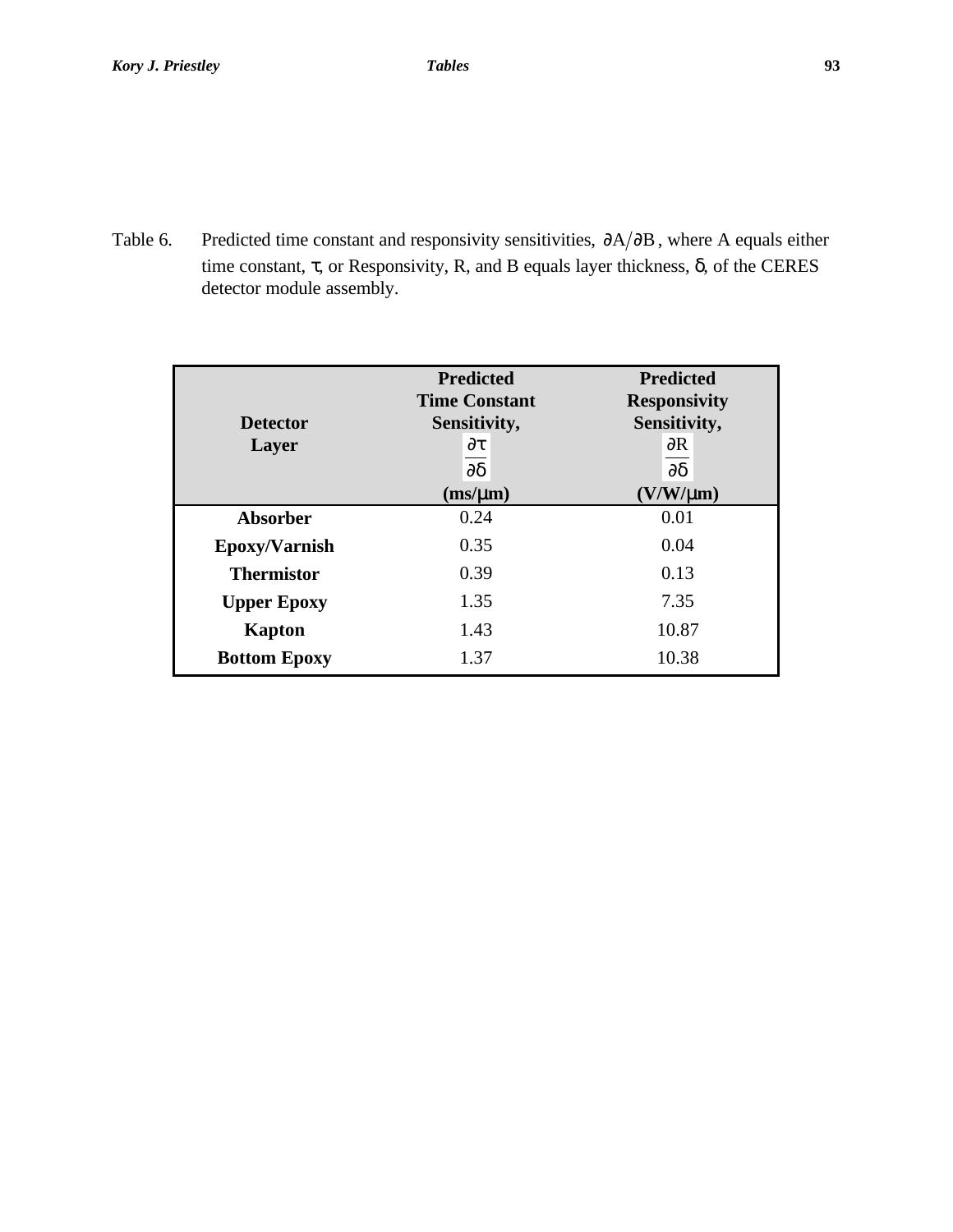Table 6. Predicted time constant and responsivity sensitivities, $\partial A / \partial B$, where A equals either time constant, $\tau$, or Responsivity, R, and B equals layer thickness, $\delta$, of the CERES detector module assembly.

| Detector Layer | Predicted Time Constant Sensitivity, $\frac{\partial \tau}{\partial \delta}$ (ms/$\mu$m) | Predicted Responsivity Sensitivity, $\frac{\partial R}{\partial \delta}$ (V/W/$\mu$m) |
|---|---|---|
| **Absorber** | 0.24 | 0.01 |
| **Epoxy/Varnish** | 0.35 | 0.04 |
| **Thermistor** | 0.39 | 0.13 |
| **Upper Epoxy** | 1.35 | 7.35 |
| **Kapton** | 1.43 | 10.87 |
| **Bottom Epoxy** | 1.37 | 10.38 |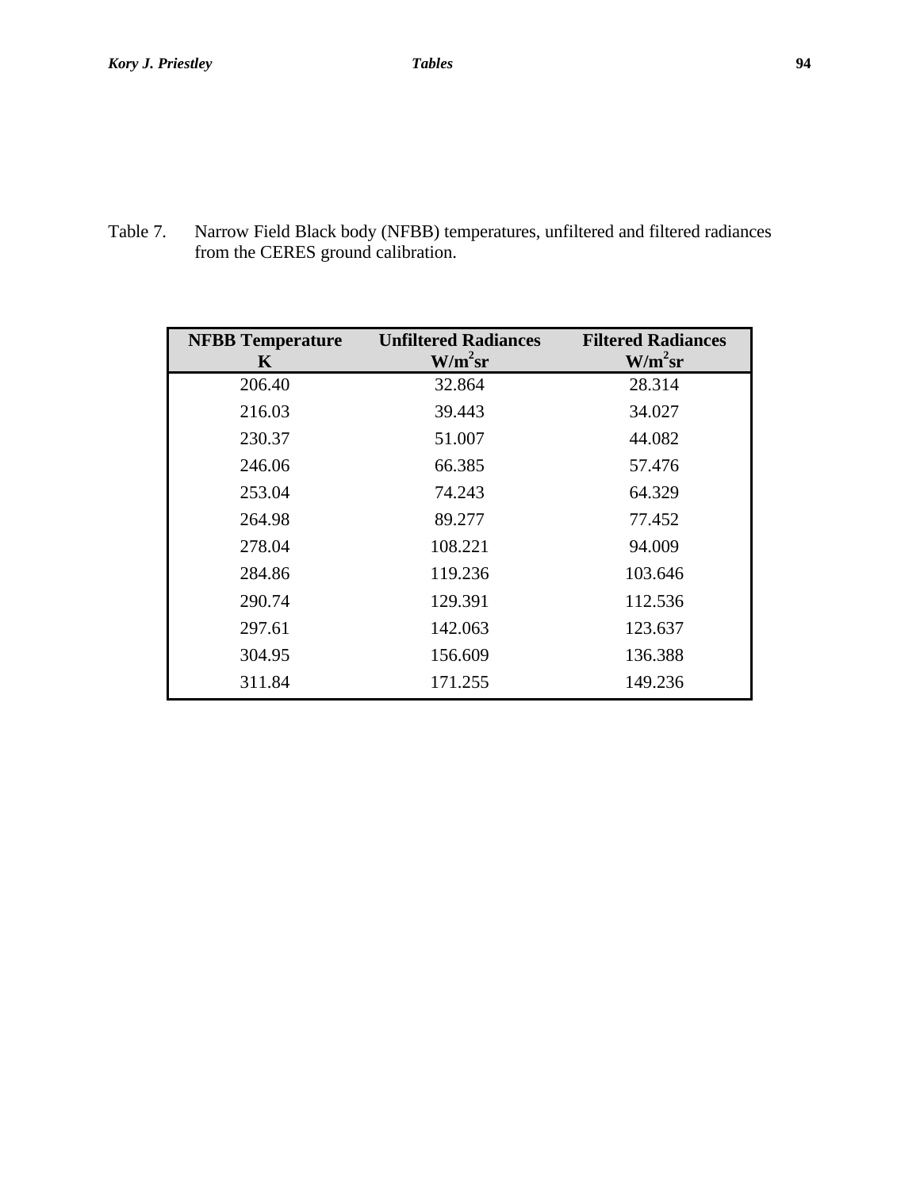Table 7. Narrow Field Black body (NFBB) temperatures, unfiltered and filtered radiances from the CERES ground calibration.

| NFBB Temperature K | Unfiltered Radiances $W/m^2sr$ | Filtered Radiances $W/m^2sr$ |
|---|---|---|
| 206.40 | 32.864 | 28.314 |
| 216.03 | 39.443 | 34.027 |
| 230.37 | 51.007 | 44.082 |
| 246.06 | 66.385 | 57.476 |
| 253.04 | 74.243 | 64.329 |
| 264.98 | 89.277 | 77.452 |
| 278.04 | 108.221 | 94.009 |
| 284.86 | 119.236 | 103.646 |
| 290.74 | 129.391 | 112.536 |
| 297.61 | 142.063 | 123.637 |
| 304.95 | 156.609 | 136.388 |
| 311.84 | 171.255 | 149.236 |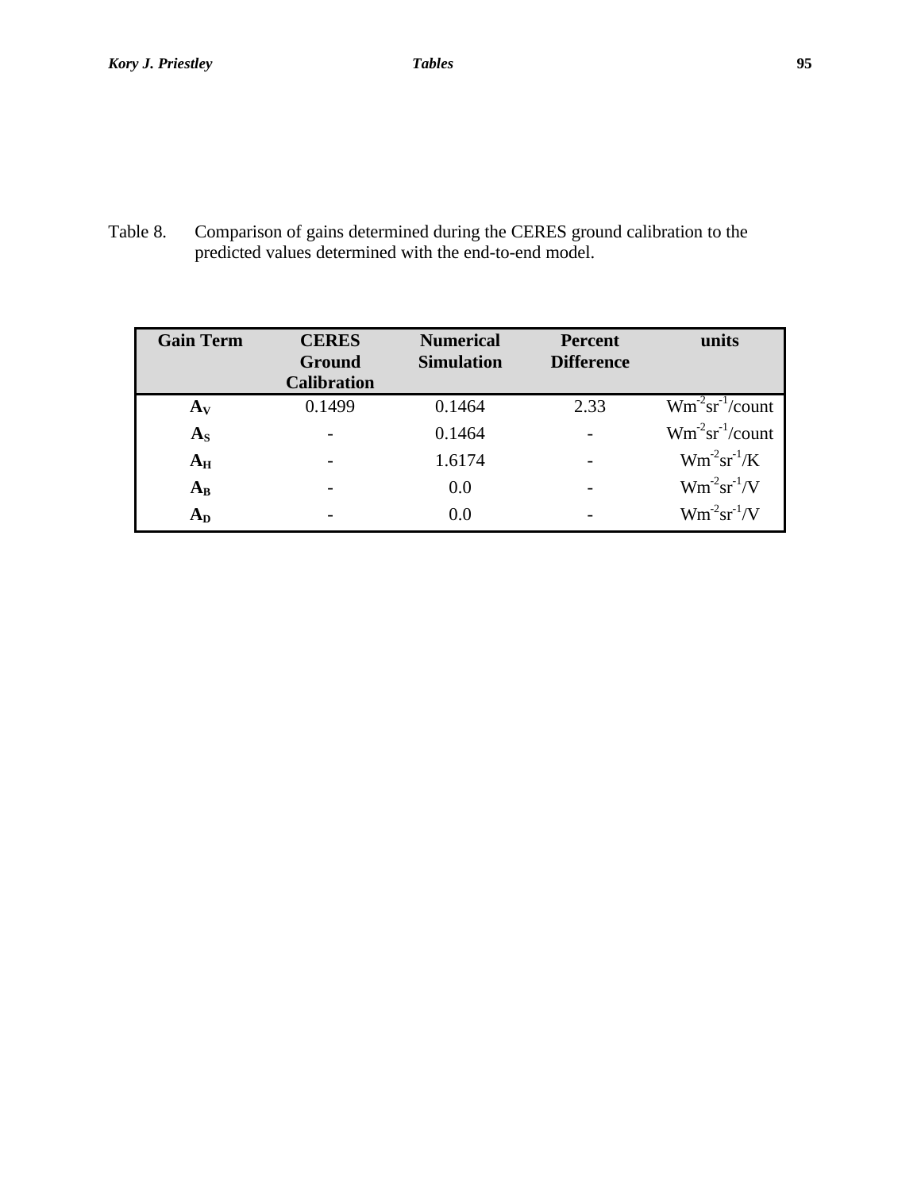Table 8. Comparison of gains determined during the CERES ground calibration to the predicted values determined with the end-to-end model.

| Gain Term | CERES Ground Calibration | Numerical Simulation | Percent Difference | units |
|---|---|---|---|---|
| $A_V$ | 0.1499 | 0.1464 | 2.33 | $Wm^{-2}sr^{-1}$/count |
| $A_S$ | - | 0.1464 | - | $Wm^{-2}sr^{-1}$/count |
| $A_H$ | - | 1.6174 | - | $Wm^{-2}sr^{-1}$/K |
| $A_B$ | - | 0.0 | - | $Wm^{-2}sr^{-1}$/V |
| $A_D$ | - | 0.0 | - | $Wm^{-2}sr^{-1}$/V |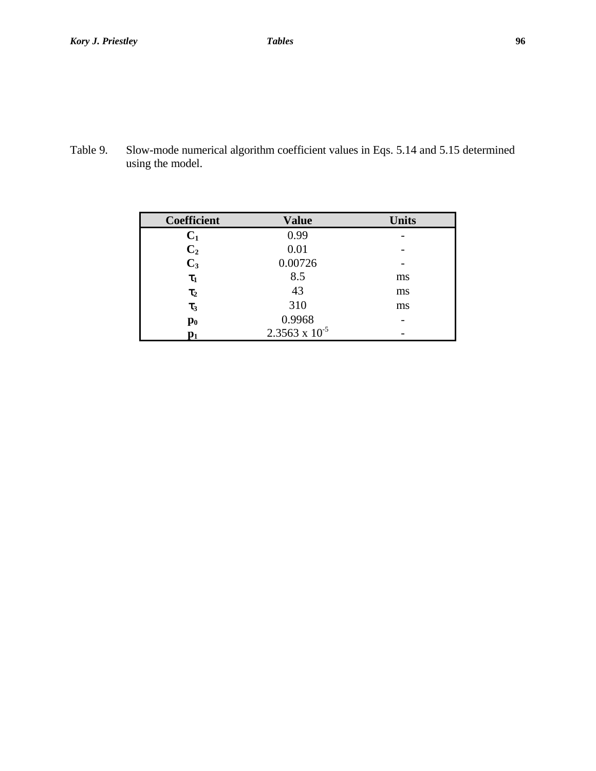Table 9. Slow-mode numerical algorithm coefficient values in Eqs. 5.14 and 5.15 determined using the model.

| Coefficient | Value | Units |
| --- | --- | --- |
| $C_1$ | 0.99 | - |
| $C_2$ | 0.01 | - |
| $C_3$ | 0.00726 | - |
| $\tau_1$ | 8.5 | ms |
| $\tau_2$ | 43 | ms |
| $\tau_3$ | 310 | ms |
| $p_0$ | 0.9968 | - |
| $p_1$ | $2.3563 \times 10^{-5}$ | - |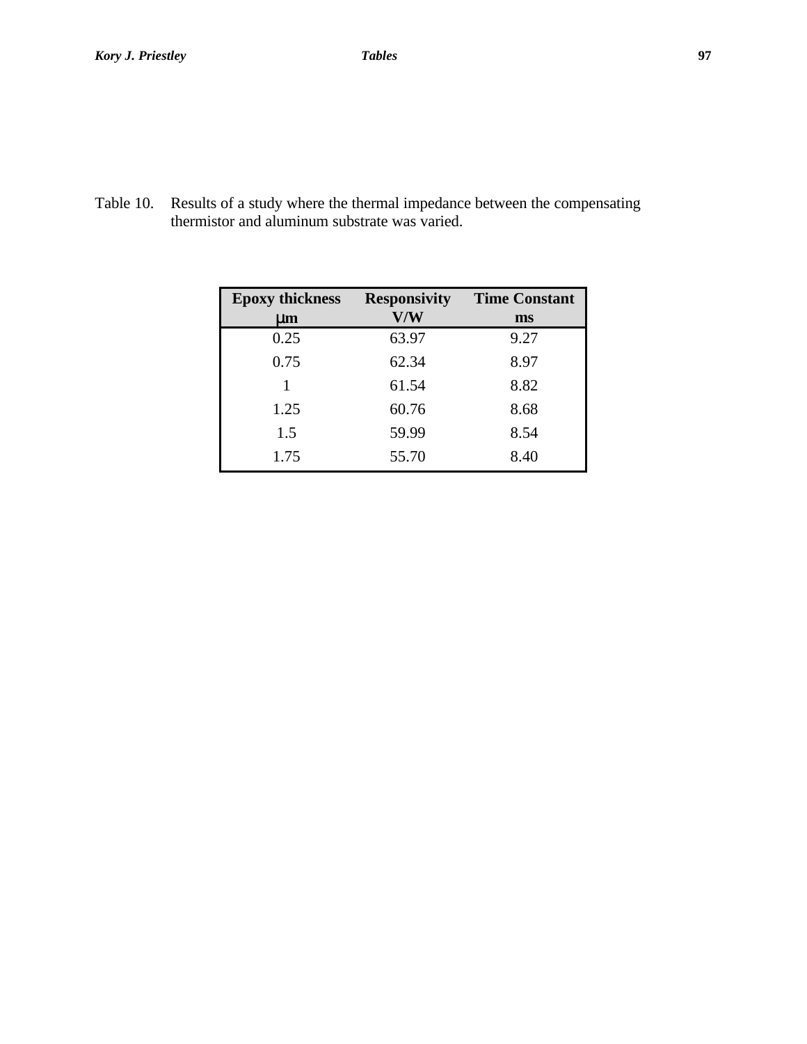Table 10. Results of a study where the thermal impedance between the compensating thermistor and aluminum substrate was varied.

| **Epoxy thickness** **μm** | **Responsivity** **V/W** | **Time Constant** **ms** |
|---|---|---|
| 0.25 | 63.97 | 9.27 |
| 0.75 | 62.34 | 8.97 |
| 1 | 61.54 | 8.82 |
| 1.25 | 60.76 | 8.68 |
| 1.5 | 59.99 | 8.54 |
| 1.75 | 55.70 | 8.40 |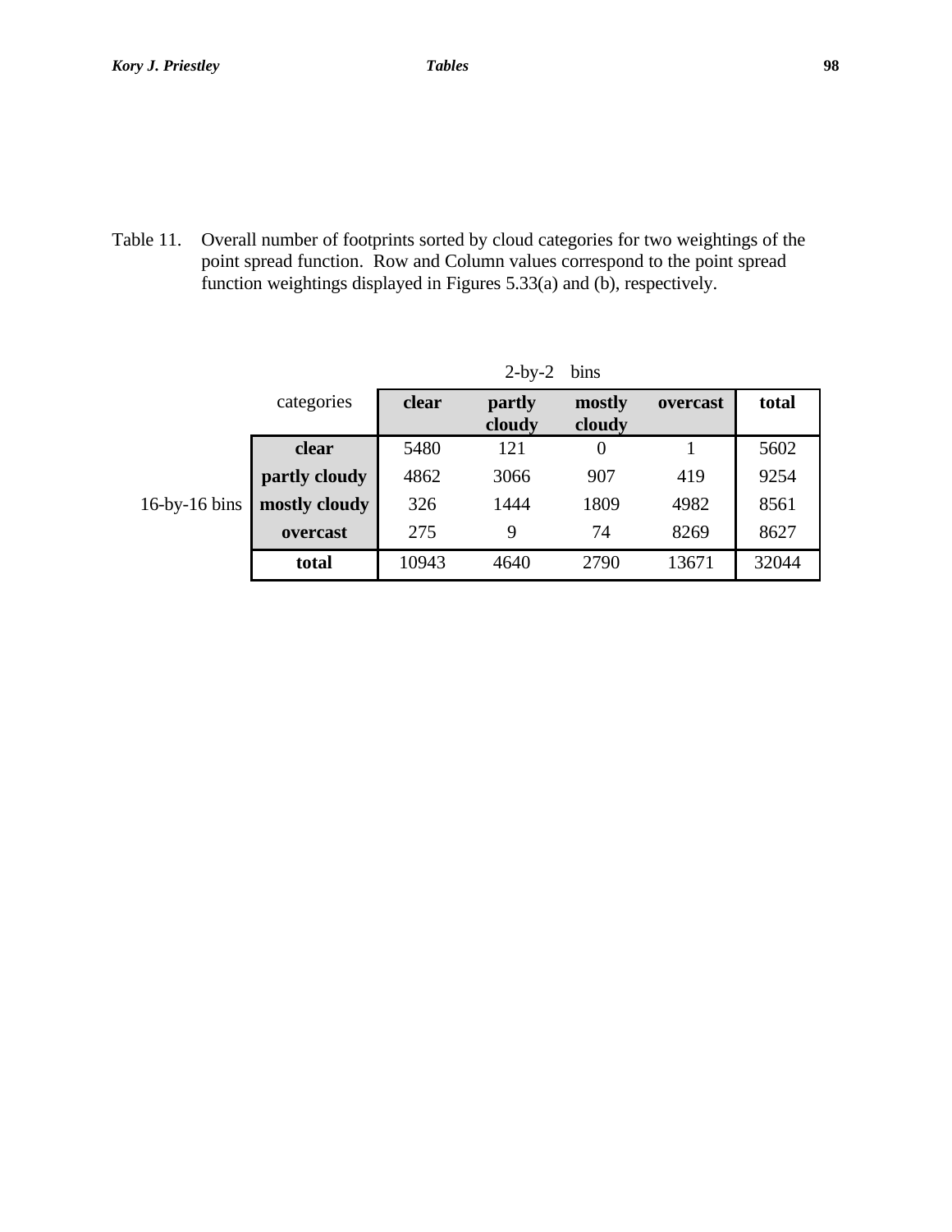Table 11. Overall number of footprints sorted by cloud categories for two weightings of the point spread function. Row and Column values correspond to the point spread function weightings displayed in Figures 5.33(a) and (b), respectively.

| | | 2-by-2 bins | | | | |
|---|---|---|---|---|---|---|
| | **categories** | **clear** | **partly cloudy** | **mostly cloudy** | **overcast** | **total** |
| 16-by-16 bins | **clear** | 5480 | 121 | 0 | 1 | 5602 |
| | **partly cloudy** | 4862 | 3066 | 907 | 419 | 9254 |
| | **mostly cloudy** | 326 | 1444 | 1809 | 4982 | 8561 |
| | **overcast** | 275 | 9 | 74 | 8269 | 8627 |
| | **total** | 10943 | 4640 | 2790 | 13671 | 32044 |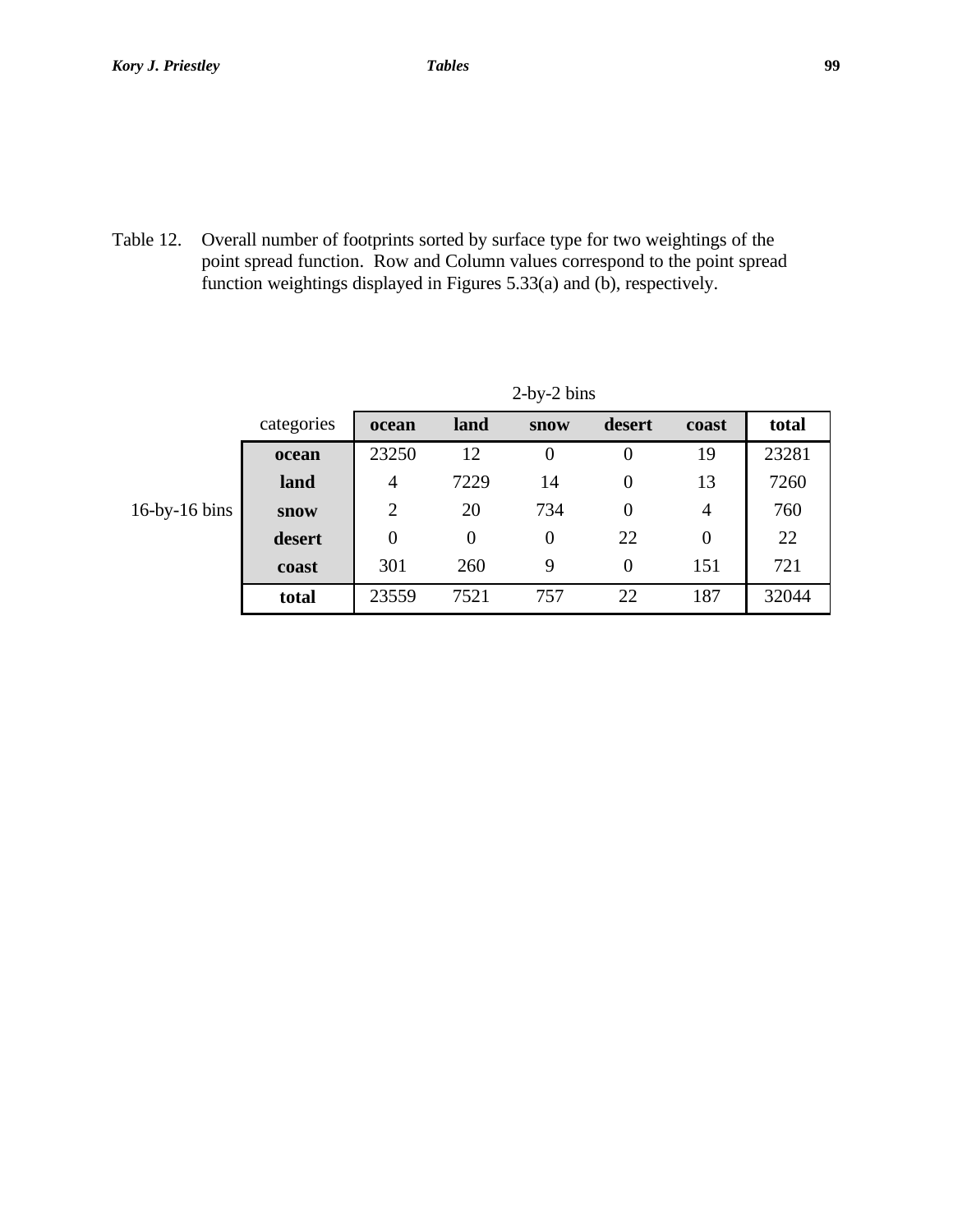Table 12. Overall number of footprints sorted by surface type for two weightings of the point spread function. Row and Column values correspond to the point spread function weightings displayed in Figures 5.33(a) and (b), respectively.

| | | 2-by-2 bins | | | | | |
|---|---|---|---|---|---|---|---|
| | **categories** | **ocean** | **land** | **snow** | **desert** | **coast** | **total** |
| 16-by-16 bins | **ocean** | 23250 | 12 | 0 | 0 | 19 | 23281 |
| | **land** | 4 | 7229 | 14 | 0 | 13 | 7260 |
| | **snow** | 2 | 20 | 734 | 0 | 4 | 760 |
| | **desert** | 0 | 0 | 0 | 22 | 0 | 22 |
| | **coast** | 301 | 260 | 9 | 0 | 151 | 721 |
| | **total** | 23559 | 7521 | 757 | 22 | 187 | 32044 |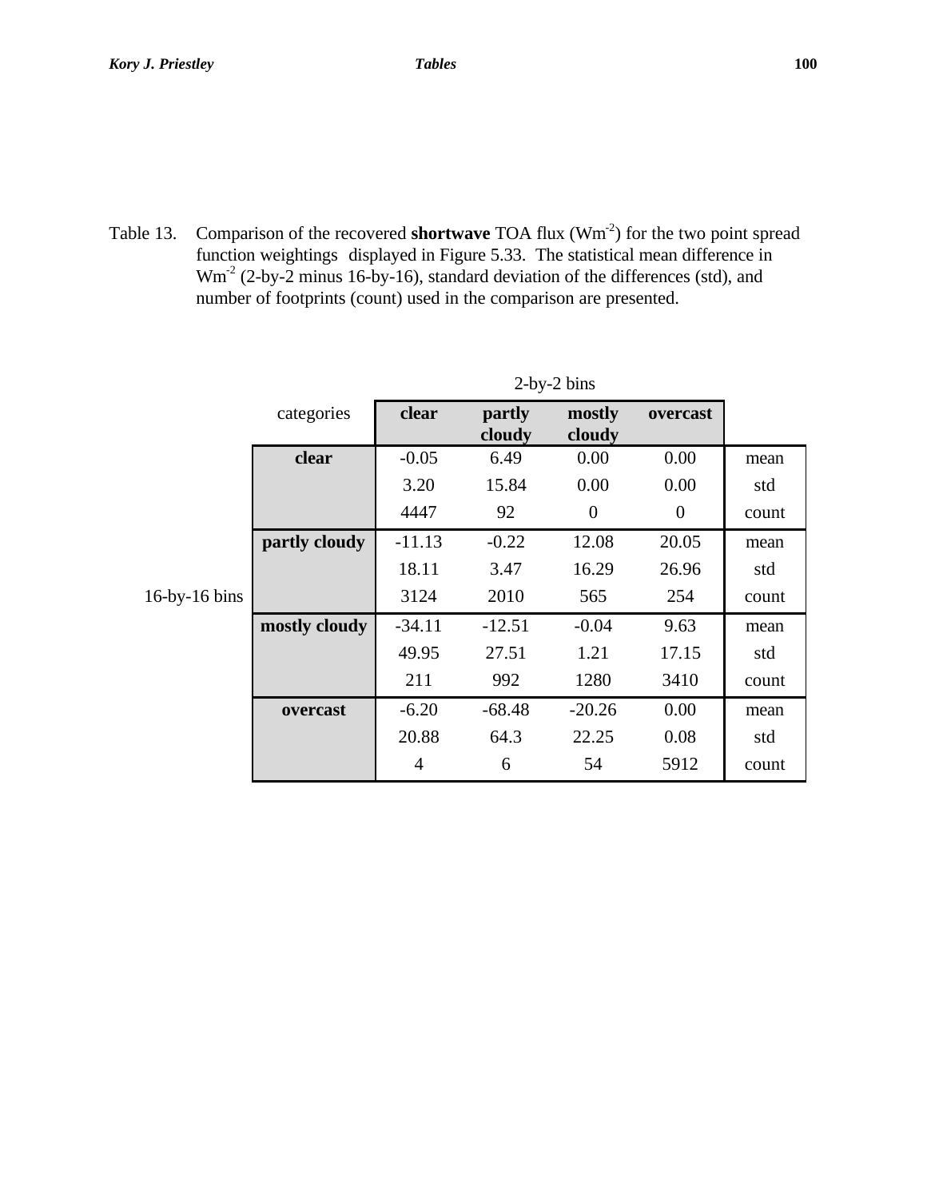Table 13. Comparison of the recovered **shortwave** TOA flux ($Wm^{-2}$) for the two point spread function weightings displayed in Figure 5.33. The statistical mean difference in $Wm^{-2}$ (2-by-2 minus 16-by-16), standard deviation of the differences (std), and number of footprints (count) used in the comparison are presented.

| | | 2-by-2 bins | | | | |
|---|---|---|---|---|---|---|
| | categories | **clear** | **partly cloudy** | **mostly cloudy** | **overcast** | |
| 16-by-16 bins | **clear** | -0.05 | 6.49 | 0.00 | 0.00 | mean |
| | | 3.20 | 15.84 | 0.00 | 0.00 | std |
| | | 4447 | 92 | 0 | 0 | count |
| | **partly cloudy** | -11.13 | -0.22 | 12.08 | 20.05 | mean |
| | | 18.11 | 3.47 | 16.29 | 26.96 | std |
| | | 3124 | 2010 | 565 | 254 | count |
| | **mostly cloudy** | -34.11 | -12.51 | -0.04 | 9.63 | mean |
| | | 49.95 | 27.51 | 1.21 | 17.15 | std |
| | | 211 | 992 | 1280 | 3410 | count |
| | **overcast** | -6.20 | -68.48 | -20.26 | 0.00 | mean |
| | | 20.88 | 64.3 | 22.25 | 0.08 | std |
| | | 4 | 6 | 54 | 5912 | count |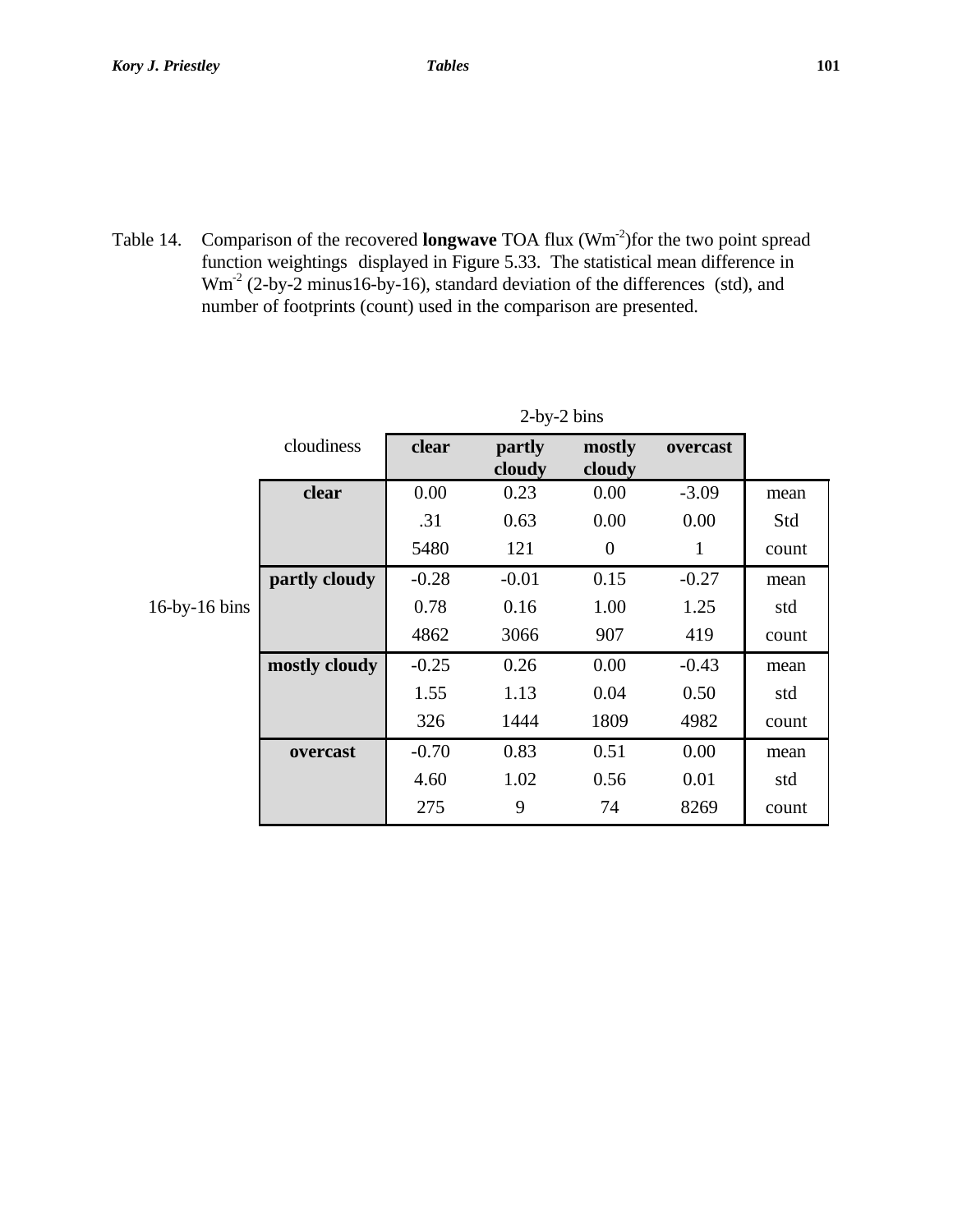Table 14. Comparison of the recovered **longwave** TOA flux (Wm$^{-2}$)for the two point spread function weightings displayed in Figure 5.33. The statistical mean difference in Wm$^{-2}$ (2-by-2 minus16-by-16), standard deviation of the differences (std), and number of footprints (count) used in the comparison are presented.

| | | 2-by-2 bins | | | | |
|---|---|---|---|---|---|---|
| | cloudiness | **clear** | **partly cloudy** | **mostly cloudy** | **overcast** | |
| 16-by-16 bins | **clear** | 0.00 | 0.23 | 0.00 | -3.09 | mean |
| | | .31 | 0.63 | 0.00 | 0.00 | Std |
| | | 5480 | 121 | 0 | 1 | count |
| | **partly cloudy** | -0.28 | -0.01 | 0.15 | -0.27 | mean |
| | | 0.78 | 0.16 | 1.00 | 1.25 | std |
| | | 4862 | 3066 | 907 | 419 | count |
| | **mostly cloudy** | -0.25 | 0.26 | 0.00 | -0.43 | mean |
| | | 1.55 | 1.13 | 0.04 | 0.50 | std |
| | | 326 | 1444 | 1809 | 4982 | count |
| | **overcast** | -0.70 | 0.83 | 0.51 | 0.00 | mean |
| | | 4.60 | 1.02 | 0.56 | 0.01 | std |
| | | 275 | 9 | 74 | 8269 | count |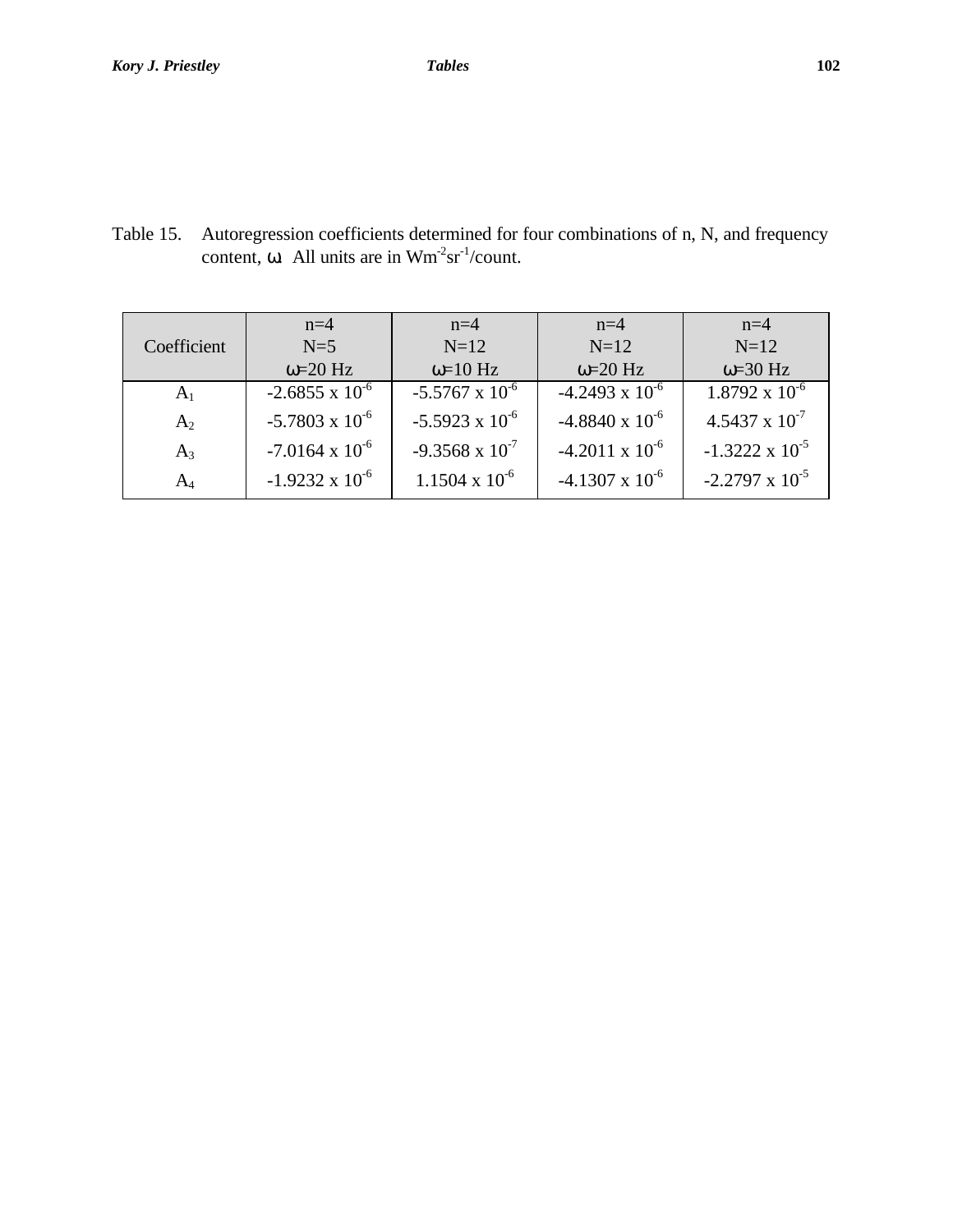Table 15. Autoregression coefficients determined for four combinations of n, N, and frequency content, ω. All units are in $Wm^{-2}sr^{-1}$/count.

| Coefficient | n=4<br>N=5<br>ω=20 Hz | n=4<br>N=12<br>ω=10 Hz | n=4<br>N=12<br>ω=20 Hz | n=4<br>N=12<br>ω=30 Hz |
|---|---|---|---|---|
| $A_1$ | $-2.6855 \times 10^{-6}$ | $-5.5767 \times 10^{-6}$ | $-4.2493 \times 10^{-6}$ | $1.8792 \times 10^{-6}$ |
| $A_2$ | $-5.7803 \times 10^{-6}$ | $-5.5923 \times 10^{-6}$ | $-4.8840 \times 10^{-6}$ | $4.5437 \times 10^{-7}$ |
| $A_3$ | $-7.0164 \times 10^{-6}$ | $-9.3568 \times 10^{-7}$ | $-4.2011 \times 10^{-6}$ | $-1.3222 \times 10^{-5}$ |
| $A_4$ | $-1.9232 \times 10^{-6}$ | $1.1504 \times 10^{-6}$ | $-4.1307 \times 10^{-6}$ | $-2.2797 \times 10^{-5}$ |